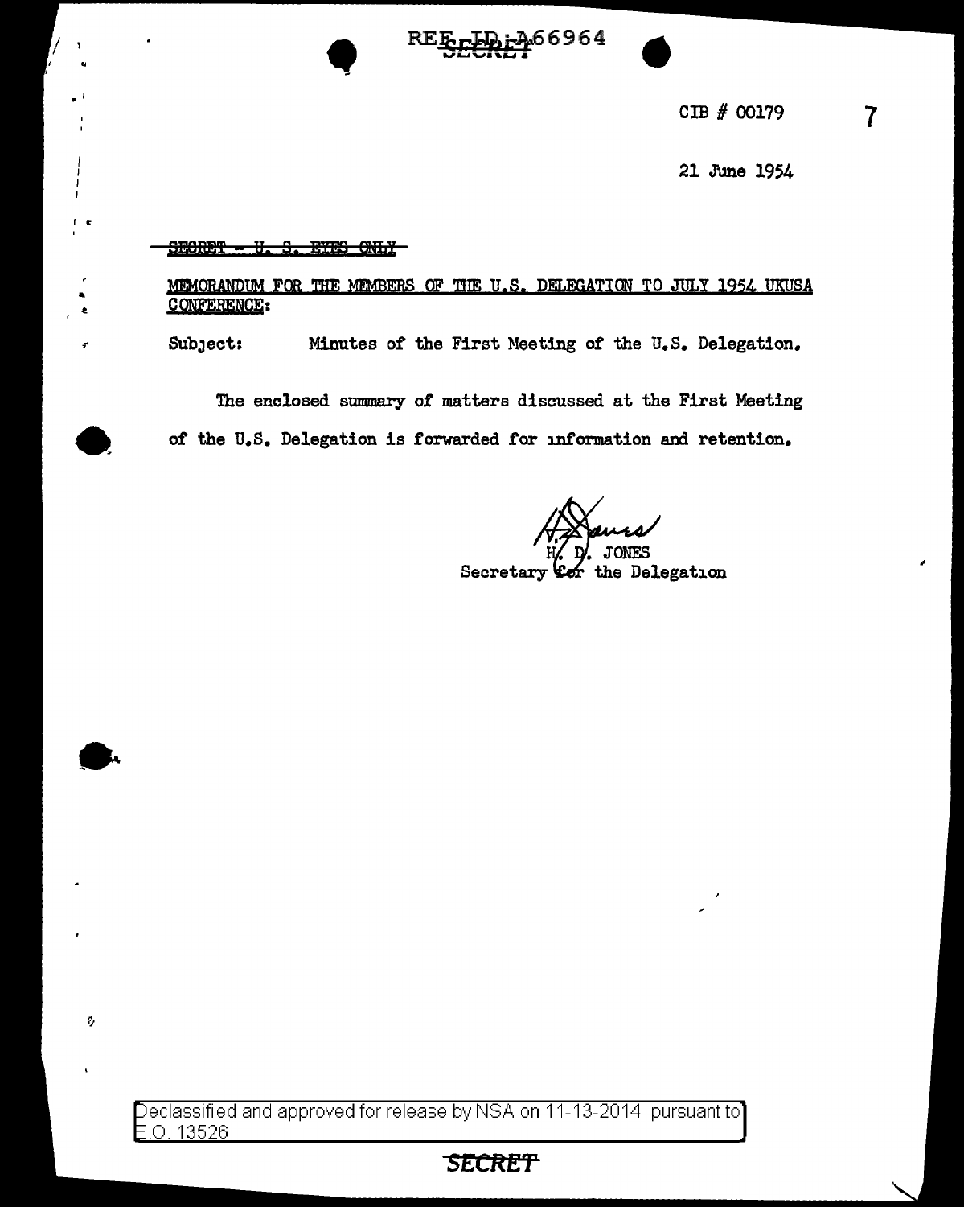REF ID:A66964

SECRET

CIB # 00179

21 June 1954

~~SECRET - U. S. EYES ONLY~~

MEMORANDUM FOR THE MEMBERS OF THE U.S. DELEGATION TO JULY 1954 UKUSA CONFERENCE:

Subject: Minutes of the First Meeting of the U.S. Delegation.

The enclosed summary of matters discussed at the First Meeting of the U.S. Delegation is forwarded for information and retention.

H. D. JONES
Secretary for the Delegation

Declassified and approved for release by NSA on 11-13-2014 pursuant to E.O. 13526

SECRET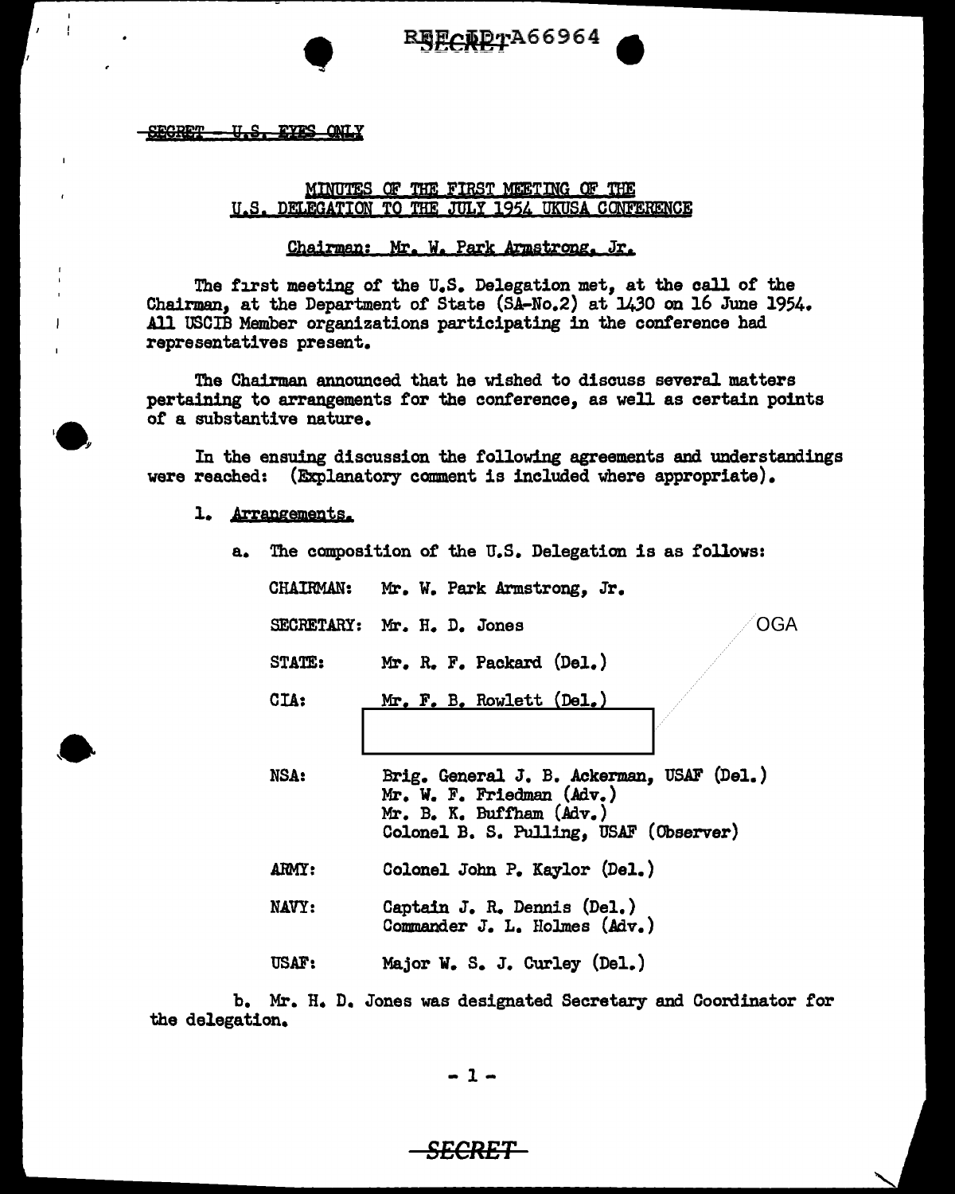REF ID:A66964

SECRET – U.S. EYES ONLY

MINUTES OF THE FIRST MEETING OF THE
U.S. DELEGATION TO THE JULY 1954 UKUSA CONFERENCE

Chairman: Mr. W. Park Armstrong, Jr.

The first meeting of the U.S. Delegation met, at the call of the Chairman, at the Department of State (SA-No.2) at 1430 on 16 June 1954. All USCIB Member organizations participating in the conference had representatives present.

The Chairman announced that he wished to discuss several matters pertaining to arrangements for the conference, as well as certain points of a substantive nature.

In the ensuing discussion the following agreements and understandings were reached: (Explanatory comment is included where appropriate).

1. Arrangements.

a. The composition of the U.S. Delegation is as follows:

| | |
|---|---|
| CHAIRMAN: | Mr. W. Park Armstrong, Jr. |
| SECRETARY: | Mr. H. D. Jones |
| STATE: | Mr. R. F. Packard (Del.) |
| CIA: | Mr. F. B. Rowlett (Del.) |
| | [redacted] OGA |
| NSA: | Brig. General J. B. Ackerman, USAF (Del.)<br>Mr. W. F. Friedman (Adv.)<br>Mr. B. K. Buffham (Adv.)<br>Colonel B. S. Pulling, USAF (Observer) |
| ARMY: | Colonel John P. Kaylor (Del.) |
| NAVY: | Captain J. R. Dennis (Del.)<br>Commander J. L. Holmes (Adv.) |
| USAF: | Major W. S. J. Curley (Del.) |

b. Mr. H. D. Jones was designated Secretary and Coordinator for the delegation.

SECRET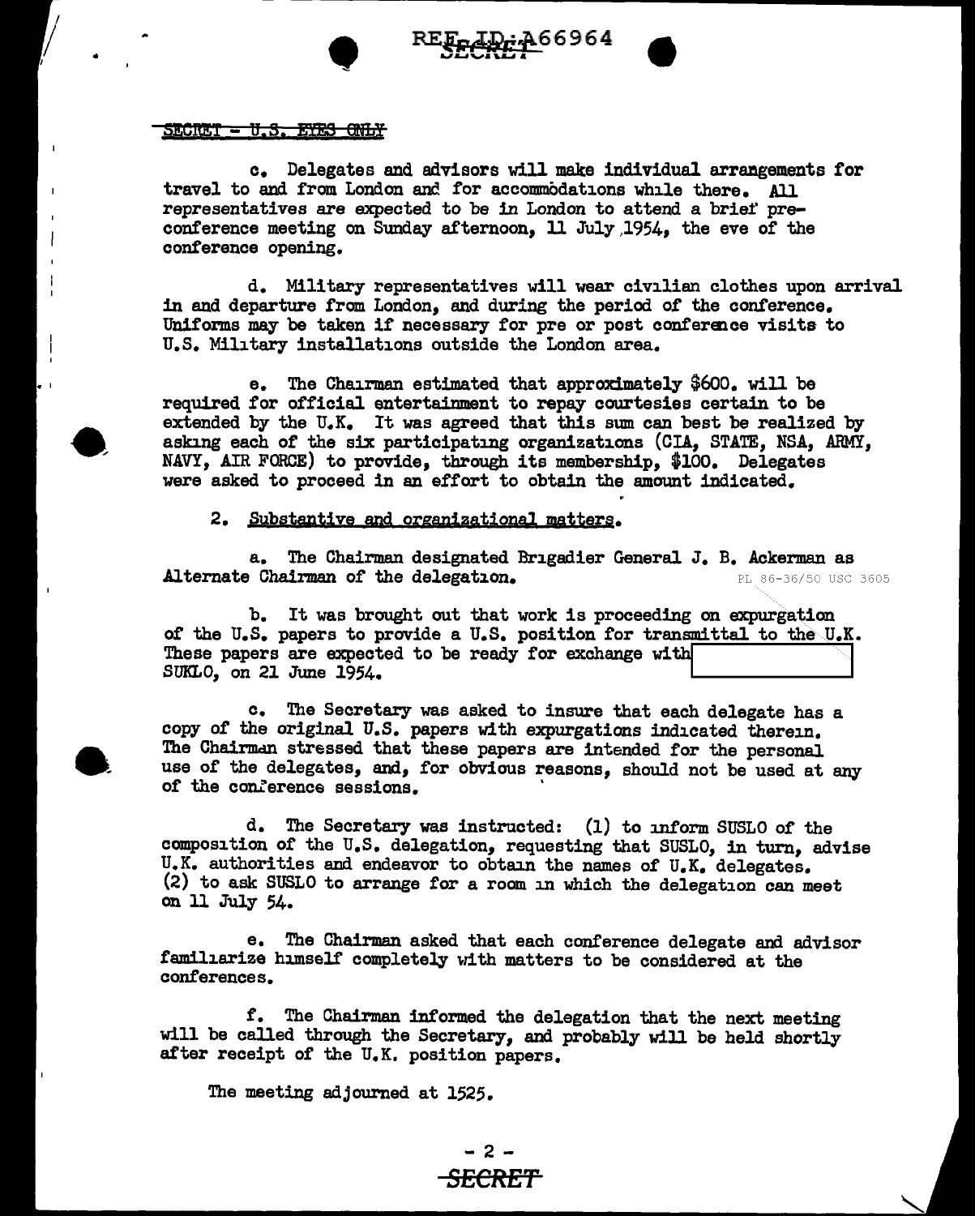SECRET - U.S. EYES ONLY

c. Delegates and advisors will make individual arrangements for travel to and from London and for accommodations while there. All representatives are expected to be in London to attend a brief pre-conference meeting on Sunday afternoon, 11 July 1954, the eve of the conference opening.

d. Military representatives will wear civilian clothes upon arrival in and departure from London, and during the period of the conference. Uniforms may be taken if necessary for pre or post conference visits to U.S. Military installations outside the London area.

e. The Chairman estimated that approximately $600. will be required for official entertainment to repay courtesies certain to be extended by the U.K. It was agreed that this sum can best be realized by asking each of the six participating organizations (CIA, STATE, NSA, ARMY, NAVY, AIR FORCE) to provide, through its membership, $100. Delegates were asked to proceed in an effort to obtain the amount indicated.

2. Substantive and organizational matters.

a. The Chairman designated Brigadier General J. B. Ackerman as Alternate Chairman of the delegation.

PL 86-36/50 USC 3605

b. It was brought out that work is proceeding on expurgation of the U.S. papers to provide a U.S. position for transmittal to the U.K. These papers are expected to be ready for exchange with [redacted] SUKLO, on 21 June 1954.

c. The Secretary was asked to insure that each delegate has a copy of the original U.S. papers with expurgations indicated therein. The Chairman stressed that these papers are intended for the personal use of the delegates, and, for obvious reasons, should not be used at any of the conference sessions.

d. The Secretary was instructed: (1) to inform SUSLO of the composition of the U.S. delegation, requesting that SUSLO, in turn, advise U.K. authorities and endeavor to obtain the names of U.K. delegates. (2) to ask SUSLO to arrange for a room in which the delegation can meet on 11 July 54.

e. The Chairman asked that each conference delegate and advisor familiarize himself completely with matters to be considered at the conferences.

f. The Chairman informed the delegation that the next meeting will be called through the Secretary, and probably will be held shortly after receipt of the U.K. position papers.

The meeting adjourned at 1525.

SECRET